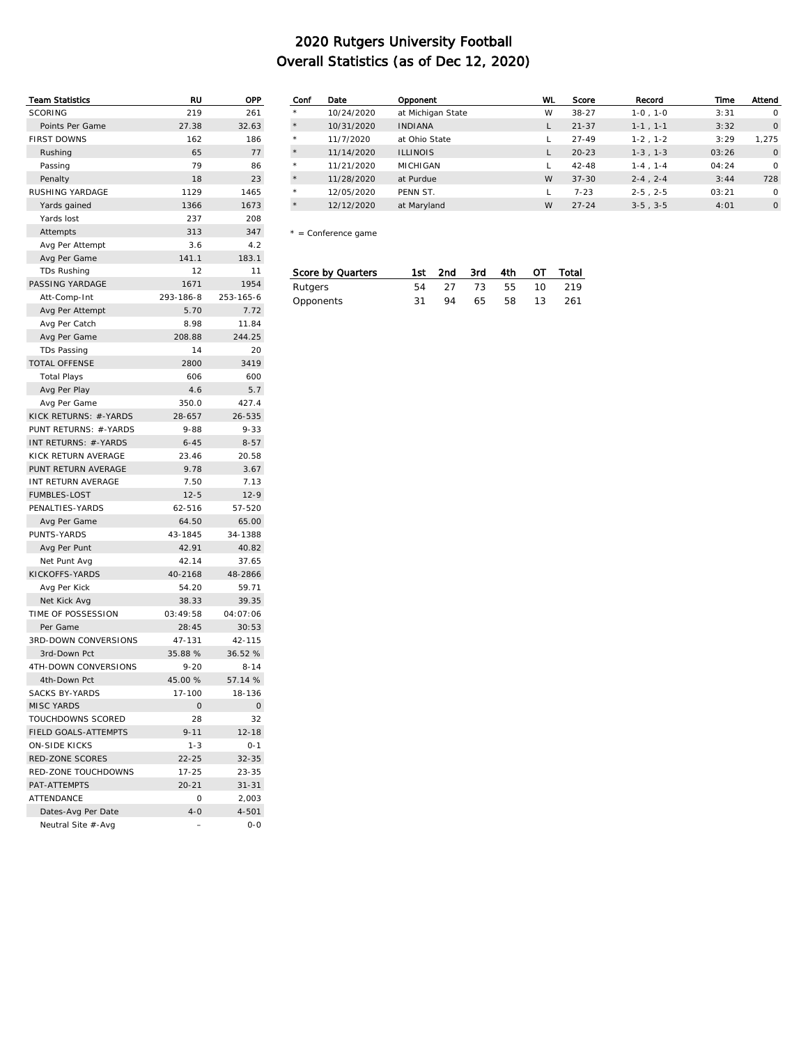# 2020 Rutgers University Football
## Overall Statistics (as of Dec 12, 2020)

| Team Statistics | RU | OPP |
|---|---|---|
| SCORING | 219 | 261 |
| Points Per Game | 27.38 | 32.63 |
| FIRST DOWNS | 162 | 186 |
| Rushing | 65 | 77 |
| Passing | 79 | 86 |
| Penalty | 18 | 23 |
| RUSHING YARDAGE | 1129 | 1465 |
| Yards gained | 1366 | 1673 |
| Yards lost | 237 | 208 |
| Attempts | 313 | 347 |
| Avg Per Attempt | 3.6 | 4.2 |
| Avg Per Game | 141.1 | 183.1 |
| TDs Rushing | 12 | 11 |
| PASSING YARDAGE | 1671 | 1954 |
| Att-Comp-Int | 293-186-8 | 253-165-6 |
| Avg Per Attempt | 5.70 | 7.72 |
| Avg Per Catch | 8.98 | 11.84 |
| Avg Per Game | 208.88 | 244.25 |
| TDs Passing | 14 | 20 |
| TOTAL OFFENSE | 2800 | 3419 |
| Total Plays | 606 | 600 |
| Avg Per Play | 4.6 | 5.7 |
| Avg Per Game | 350.0 | 427.4 |
| KICK RETURNS: #-YARDS | 28-657 | 26-535 |
| PUNT RETURNS: #-YARDS | 9-88 | 9-33 |
| INT RETURNS: #-YARDS | 6-45 | 8-57 |
| KICK RETURN AVERAGE | 23.46 | 20.58 |
| PUNT RETURN AVERAGE | 9.78 | 3.67 |
| INT RETURN AVERAGE | 7.50 | 7.13 |
| FUMBLES-LOST | 12-5 | 12-9 |
| PENALTIES-YARDS | 62-516 | 57-520 |
| Avg Per Game | 64.50 | 65.00 |
| PUNTS-YARDS | 43-1845 | 34-1388 |
| Avg Per Punt | 42.91 | 40.82 |
| Net Punt Avg | 42.14 | 37.65 |
| KICKOFFS-YARDS | 40-2168 | 48-2866 |
| Avg Per Kick | 54.20 | 59.71 |
| Net Kick Avg | 38.33 | 39.35 |
| TIME OF POSSESSION | 03:49:58 | 04:07:06 |
| Per Game | 28:45 | 30:53 |
| 3RD-DOWN CONVERSIONS | 47-131 | 42-115 |
| 3rd-Down Pct | 35.88 % | 36.52 % |
| 4TH-DOWN CONVERSIONS | 9-20 | 8-14 |
| 4th-Down Pct | 45.00 % | 57.14 % |
| SACKS BY-YARDS | 17-100 | 18-136 |
| MISC YARDS | 0 | 0 |
| TOUCHDOWNS SCORED | 28 | 32 |
| FIELD GOALS-ATTEMPTS | 9-11 | 12-18 |
| ON-SIDE KICKS | 1-3 | 0-1 |
| RED-ZONE SCORES | 22-25 | 32-35 |
| RED-ZONE TOUCHDOWNS | 17-25 | 23-35 |
| PAT-ATTEMPTS | 20-21 | 31-31 |
| ATTENDANCE | 0 | 2,003 |
| Dates-Avg Per Date | 4-0 | 4-501 |
| Neutral Site #-Avg | – | 0-0 |

| Conf | Date | Opponent | WL | Score | Record | Time | Attend |
|---|---|---|---|---|---|---|---|
| * | 10/24/2020 | at Michigan State | W | 38-27 | 1-0 , 1-0 | 3:31 | 0 |
| * | 10/31/2020 | INDIANA | L | 21-37 | 1-1 , 1-1 | 3:32 | 0 |
| * | 11/7/2020 | at Ohio State | L | 27-49 | 1-2 , 1-2 | 3:29 | 1,275 |
| * | 11/14/2020 | ILLINOIS | L | 20-23 | 1-3 , 1-3 | 03:26 | 0 |
| * | 11/21/2020 | MICHIGAN | L | 42-48 | 1-4 , 1-4 | 04:24 | 0 |
| * | 11/28/2020 | at Purdue | W | 37-30 | 2-4 , 2-4 | 3:44 | 728 |
| * | 12/05/2020 | PENN ST. | L | 7-23 | 2-5 , 2-5 | 03:21 | 0 |
| * | 12/12/2020 | at Maryland | W | 27-24 | 3-5 , 3-5 | 4:01 | 0 |

* = Conference game

| Score by Quarters | 1st | 2nd | 3rd | 4th | OT | Total |
|---|---|---|---|---|---|---|
| Rutgers | 54 | 27 | 73 | 55 | 10 | 219 |
| Opponents | 31 | 94 | 65 | 58 | 13 | 261 |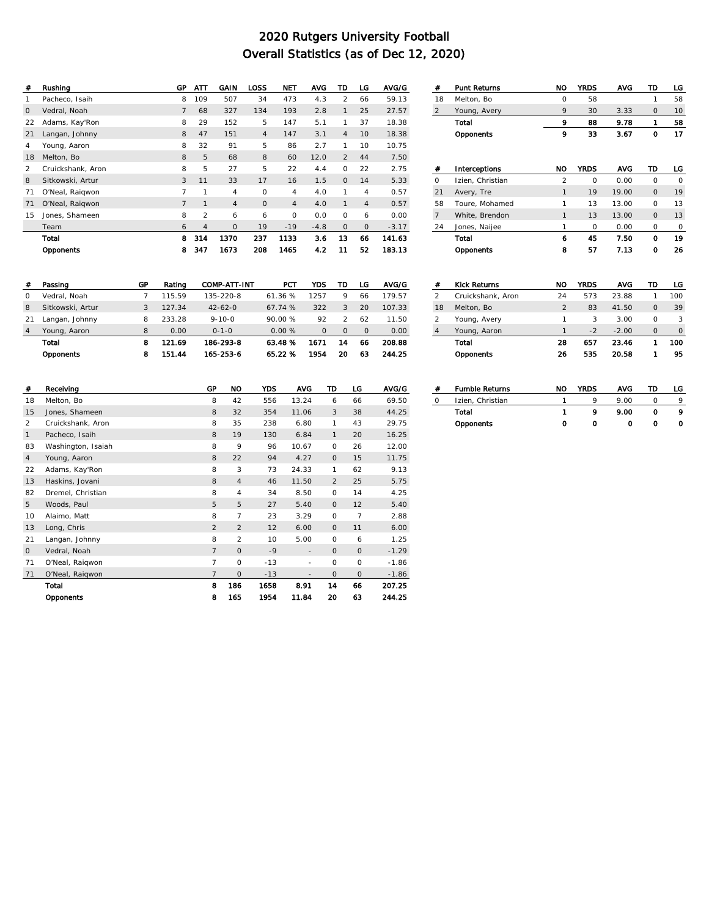# 2020 Rutgers University Football
# Overall Statistics (as of Dec 12, 2020)

| # | Rushing | GP | ATT | GAIN | LOSS | NET | AVG | TD | LG | AVG/G |
|---|---|---|---|---|---|---|---|---|---|---|
| 1 | Pacheco, Isaih | 8 | 109 | 507 | 34 | 473 | 4.3 | 2 | 66 | 59.13 |
| 0 | Vedral, Noah | 7 | 68 | 327 | 134 | 193 | 2.8 | 1 | 25 | 27.57 |
| 22 | Adams, Kay'Ron | 8 | 29 | 152 | 5 | 147 | 5.1 | 1 | 37 | 18.38 |
| 21 | Langan, Johnny | 8 | 47 | 151 | 4 | 147 | 3.1 | 4 | 10 | 18.38 |
| 4 | Young, Aaron | 8 | 32 | 91 | 5 | 86 | 2.7 | 1 | 10 | 10.75 |
| 18 | Melton, Bo | 8 | 5 | 68 | 8 | 60 | 12.0 | 2 | 44 | 7.50 |
| 2 | Cruickshank, Aron | 8 | 5 | 27 | 5 | 22 | 4.4 | 0 | 22 | 2.75 |
| 8 | Sitkowski, Artur | 3 | 11 | 33 | 17 | 16 | 1.5 | 0 | 14 | 5.33 |
| 71 | O'Neal, Raiqwon | 7 | 1 | 4 | 0 | 4 | 4.0 | 1 | 4 | 0.57 |
| 71 | O'Neal, Raiqwon | 7 | 1 | 4 | 0 | 4 | 4.0 | 1 | 4 | 0.57 |
| 15 | Jones, Shameen | 8 | 2 | 6 | 6 | 0 | 0.0 | 0 | 6 | 0.00 |
| | Team | 6 | 4 | 0 | 19 | -19 | -4.8 | 0 | 0 | -3.17 |
| | **Total** | **8** | **314** | **1370** | **237** | **1133** | **3.6** | **13** | **66** | **141.63** |
| | **Opponents** | **8** | **347** | **1673** | **208** | **1465** | **4.2** | **11** | **52** | **183.13** |

| # | Passing | GP | Rating | COMP-ATT-INT | PCT | YDS | TD | LG | AVG/G |
|---|---|---|---|---|---|---|---|---|---|
| 0 | Vedral, Noah | 7 | 115.59 | 135-220-8 | 61.36 % | 1257 | 9 | 66 | 179.57 |
| 8 | Sitkowski, Artur | 3 | 127.34 | 42-62-0 | 67.74 % | 322 | 3 | 20 | 107.33 |
| 21 | Langan, Johnny | 8 | 233.28 | 9-10-0 | 90.00 % | 92 | 2 | 62 | 11.50 |
| 4 | Young, Aaron | 8 | 0.00 | 0-1-0 | 0.00 % | 0 | 0 | 0 | 0.00 |
| | **Total** | **8** | **121.69** | **186-293-8** | **63.48 %** | **1671** | **14** | **66** | **208.88** |
| | **Opponents** | **8** | **151.44** | **165-253-6** | **65.22 %** | **1954** | **20** | **63** | **244.25** |

| # | Receiving | GP | NO | YDS | AVG | TD | LG | AVG/G |
|---|---|---|---|---|---|---|---|---|
| 18 | Melton, Bo | 8 | 42 | 556 | 13.24 | 6 | 66 | 69.50 |
| 15 | Jones, Shameen | 8 | 32 | 354 | 11.06 | 3 | 38 | 44.25 |
| 2 | Cruickshank, Aron | 8 | 35 | 238 | 6.80 | 1 | 43 | 29.75 |
| 1 | Pacheco, Isaih | 8 | 19 | 130 | 6.84 | 1 | 20 | 16.25 |
| 83 | Washington, Isaiah | 8 | 9 | 96 | 10.67 | 0 | 26 | 12.00 |
| 4 | Young, Aaron | 8 | 22 | 94 | 4.27 | 0 | 15 | 11.75 |
| 22 | Adams, Kay'Ron | 8 | 3 | 73 | 24.33 | 1 | 62 | 9.13 |
| 13 | Haskins, Jovani | 8 | 4 | 46 | 11.50 | 2 | 25 | 5.75 |
| 82 | Dremel, Christian | 8 | 4 | 34 | 8.50 | 0 | 14 | 4.25 |
| 5 | Woods, Paul | 5 | 5 | 27 | 5.40 | 0 | 12 | 5.40 |
| 10 | Alaimo, Matt | 8 | 7 | 23 | 3.29 | 0 | 7 | 2.88 |
| 13 | Long, Chris | 2 | 2 | 12 | 6.00 | 0 | 11 | 6.00 |
| 21 | Langan, Johnny | 8 | 2 | 10 | 5.00 | 0 | 6 | 1.25 |
| 0 | Vedral, Noah | 7 | 0 | -9 | - | 0 | 0 | -1.29 |
| 71 | O'Neal, Raiqwon | 7 | 0 | -13 | - | 0 | 0 | -1.86 |
| 71 | O'Neal, Raiqwon | 7 | 0 | -13 | - | 0 | 0 | -1.86 |
| | **Total** | **8** | **186** | **1658** | **8.91** | **14** | **66** | **207.25** |
| | **Opponents** | **8** | **165** | **1954** | **11.84** | **20** | **63** | **244.25** |

| # | Punt Returns | NO | YRDS | AVG | TD | LG |
|---|---|---|---|---|---|---|
| 18 | Melton, Bo | 0 | 58 | | 1 | 58 |
| 2 | Young, Avery | 9 | 30 | 3.33 | 0 | 10 |
| | **Total** | **9** | **88** | **9.78** | **1** | **58** |
| | **Opponents** | **9** | **33** | **3.67** | **0** | **17** |

| # | Interceptions | NO | YRDS | AVG | TD | LG |
|---|---|---|---|---|---|---|
| 0 | Izien, Christian | 2 | 0 | 0.00 | 0 | 0 |
| 21 | Avery, Tre | 1 | 19 | 19.00 | 0 | 19 |
| 58 | Toure, Mohamed | 1 | 13 | 13.00 | 0 | 13 |
| 7 | White, Brendon | 1 | 13 | 13.00 | 0 | 13 |
| 24 | Jones, Naijee | 1 | 0 | 0.00 | 0 | 0 |
| | **Total** | **6** | **45** | **7.50** | **0** | **19** |
| | **Opponents** | **8** | **57** | **7.13** | **0** | **26** |

| # | Kick Returns | NO | YRDS | AVG | TD | LG |
|---|---|---|---|---|---|---|
| 2 | Cruickshank, Aron | 24 | 573 | 23.88 | 1 | 100 |
| 18 | Melton, Bo | 2 | 83 | 41.50 | 0 | 39 |
| 2 | Young, Avery | 1 | 3 | 3.00 | 0 | 3 |
| 4 | Young, Aaron | 1 | -2 | -2.00 | 0 | 0 |
| | **Total** | **28** | **657** | **23.46** | **1** | **100** |
| | **Opponents** | **26** | **535** | **20.58** | **1** | **95** |

| # | Fumble Returns | NO | YRDS | AVG | TD | LG |
|---|---|---|---|---|---|---|
| 0 | Izien, Christian | 1 | 9 | 9.00 | 0 | 9 |
| | **Total** | **1** | **9** | **9.00** | **0** | **9** |
| | **Opponents** | **0** | **0** | **0** | **0** | **0** |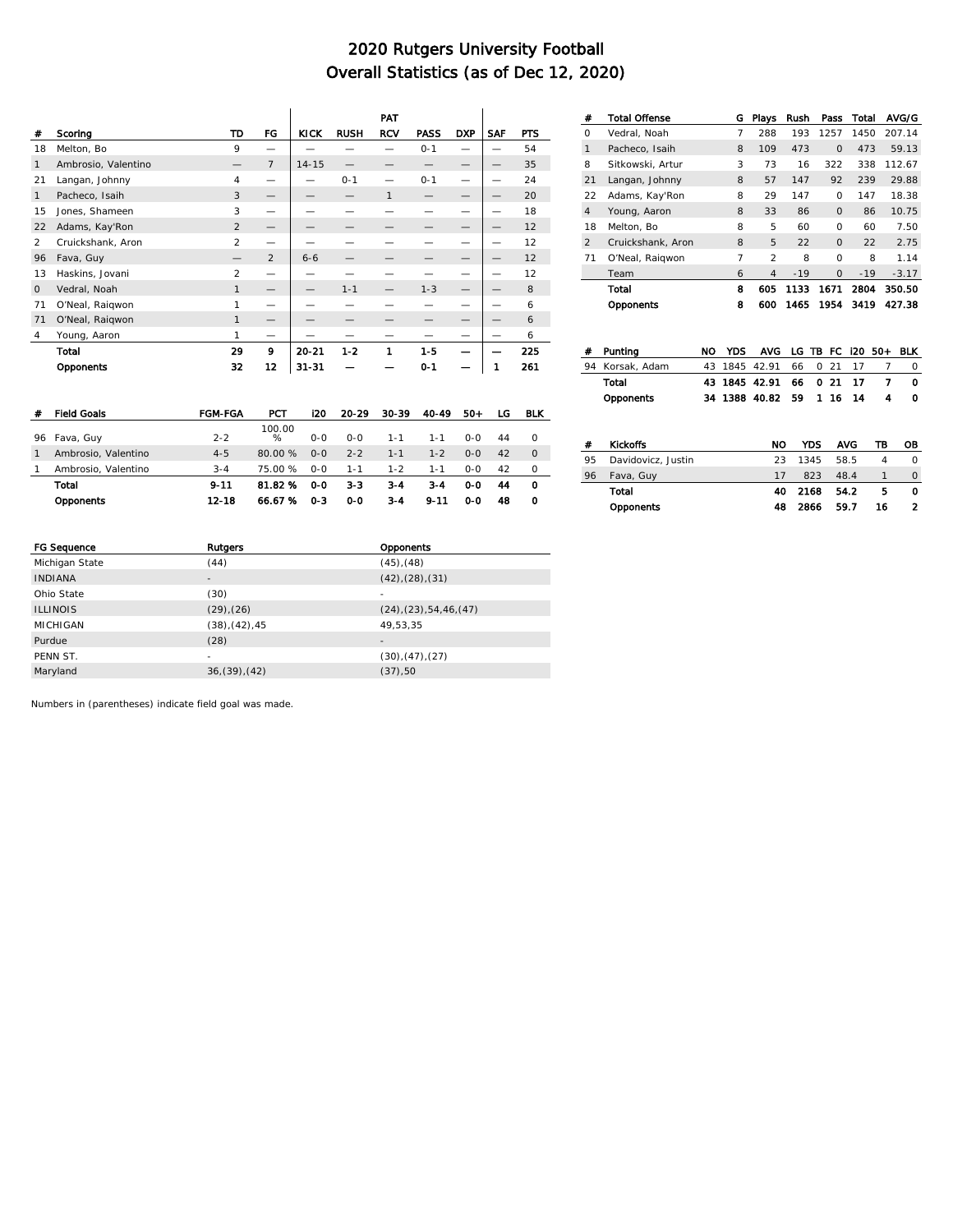# 2020 Rutgers University Football
# Overall Statistics (as of Dec 12, 2020)

| # | Scoring | TD | FG | PAT KICK | PAT RUSH | PAT RCV | PAT PASS | DXP | SAF | PTS |
|---|---|---|---|---|---|---|---|---|---|---|
| 18 | Melton, Bo | 9 | — | — | — | — | 0-1 | — | — | 54 |
| 1 | Ambrosio, Valentino | — | 7 | 14-15 | — | — | — | — | — | 35 |
| 21 | Langan, Johnny | 4 | — | — | 0-1 | — | 0-1 | — | — | 24 |
| 1 | Pacheco, Isaih | 3 | — | — | — | 1 | — | — | — | 20 |
| 15 | Jones, Shameen | 3 | — | — | — | — | — | — | — | 18 |
| 22 | Adams, Kay'Ron | 2 | — | — | — | — | — | — | — | 12 |
| 2 | Cruickshank, Aron | 2 | — | — | — | — | — | — | — | 12 |
| 96 | Fava, Guy | — | 2 | 6-6 | — | — | — | — | — | 12 |
| 13 | Haskins, Jovani | 2 | — | — | — | — | — | — | — | 12 |
| 0 | Vedral, Noah | 1 | — | — | 1-1 | — | 1-3 | — | — | 8 |
| 71 | O'Neal, Raiqwon | 1 | — | — | — | — | — | — | — | 6 |
| 71 | O'Neal, Raiqwon | 1 | — | — | — | — | — | — | — | 6 |
| 4 | Young, Aaron | 1 | — | — | — | — | — | — | — | 6 |
| | **Total** | **29** | **9** | **20-21** | **1-2** | **1** | **1-5** | **—** | **—** | **225** |
| | **Opponents** | **32** | **12** | **31-31** | **—** | **—** | **0-1** | **—** | **1** | **261** |

| # | Total Offense | G | Plays | Rush | Pass | Total | AVG/G |
|---|---|---|---|---|---|---|---|
| 0 | Vedral, Noah | 7 | 288 | 193 | 1257 | 1450 | 207.14 |
| 1 | Pacheco, Isaih | 8 | 109 | 473 | 0 | 473 | 59.13 |
| 8 | Sitkowski, Artur | 3 | 73 | 16 | 322 | 338 | 112.67 |
| 21 | Langan, Johnny | 8 | 57 | 147 | 92 | 239 | 29.88 |
| 22 | Adams, Kay'Ron | 8 | 29 | 147 | 0 | 147 | 18.38 |
| 4 | Young, Aaron | 8 | 33 | 86 | 0 | 86 | 10.75 |
| 18 | Melton, Bo | 8 | 5 | 60 | 0 | 60 | 7.50 |
| 2 | Cruickshank, Aron | 8 | 5 | 22 | 0 | 22 | 2.75 |
| 71 | O'Neal, Raiqwon | 7 | 2 | 8 | 0 | 8 | 1.14 |
| | Team | 6 | 4 | -19 | 0 | -19 | -3.17 |
| | **Total** | **8** | **605** | **1133** | **1671** | **2804** | **350.50** |
| | **Opponents** | **8** | **600** | **1465** | **1954** | **3419** | **427.38** |

| # | Punting | NO | YDS | AVG | LG | TB | FC | i20 | 50+ | BLK |
|---|---|---|---|---|---|---|---|---|---|---|
| 94 | Korsak, Adam | 43 | 1845 | 42.91 | 66 | 0 | 21 | 17 | 7 | 0 |
| | **Total** | **43** | **1845** | **42.91** | **66** | **0** | **21** | **17** | **7** | **0** |
| | **Opponents** | **34** | **1388** | **40.82** | **59** | **1** | **16** | **14** | **4** | **0** |

| # | Field Goals | FGM-FGA | PCT | i20 | 20-29 | 30-39 | 40-49 | 50+ | LG | BLK |
|---|---|---|---|---|---|---|---|---|---|---|
| 96 | Fava, Guy | 2-2 | 100.00 % | 0-0 | 0-0 | 1-1 | 1-1 | 0-0 | 44 | 0 |
| 1 | Ambrosio, Valentino | 4-5 | 80.00 % | 0-0 | 2-2 | 1-1 | 1-2 | 0-0 | 42 | 0 |
| 1 | Ambrosio, Valentino | 3-4 | 75.00 % | 0-0 | 1-1 | 1-2 | 1-1 | 0-0 | 42 | 0 |
| | **Total** | **9-11** | **81.82 %** | **0-0** | **3-3** | **3-4** | **3-4** | **0-0** | **44** | **0** |
| | **Opponents** | **12-18** | **66.67 %** | **0-3** | **0-0** | **3-4** | **9-11** | **0-0** | **48** | **0** |

| # | Kickoffs | NO | YDS | AVG | TB | OB |
|---|---|---|---|---|---|---|
| 95 | Davidovicz, Justin | 23 | 1345 | 58.5 | 4 | 0 |
| 96 | Fava, Guy | 17 | 823 | 48.4 | 1 | 0 |
| | **Total** | **40** | **2168** | **54.2** | **5** | **0** |
| | **Opponents** | **48** | **2866** | **59.7** | **16** | **2** |

| FG Sequence | Rutgers | Opponents |
|---|---|---|
| Michigan State | (44) | (45),(48) |
| INDIANA | - | (42),(28),(31) |
| Ohio State | (30) | - |
| ILLINOIS | (29),(26) | (24),(23),54,46,(47) |
| MICHIGAN | (38),(42),45 | 49,53,35 |
| Purdue | (28) | - |
| PENN ST. | - | (30),(47),(27) |
| Maryland | 36,(39),(42) | (37),50 |

Numbers in (parentheses) indicate field goal was made.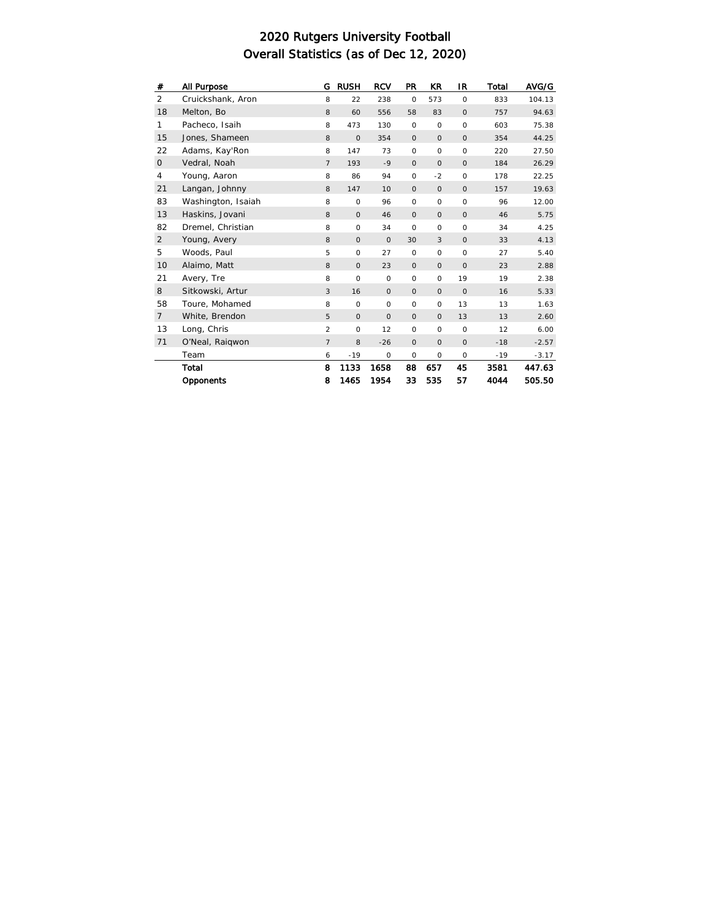# 2020 Rutgers University Football
## Overall Statistics (as of Dec 12, 2020)

| # | All Purpose | G | RUSH | RCV | PR | KR | IR | Total | AVG/G |
|---|---|---|---|---|---|---|---|---|---|
| 2 | Cruickshank, Aron | 8 | 22 | 238 | 0 | 573 | 0 | 833 | 104.13 |
| 18 | Melton, Bo | 8 | 60 | 556 | 58 | 83 | 0 | 757 | 94.63 |
| 1 | Pacheco, Isaih | 8 | 473 | 130 | 0 | 0 | 0 | 603 | 75.38 |
| 15 | Jones, Shameen | 8 | 0 | 354 | 0 | 0 | 0 | 354 | 44.25 |
| 22 | Adams, Kay'Ron | 8 | 147 | 73 | 0 | 0 | 0 | 220 | 27.50 |
| 0 | Vedral, Noah | 7 | 193 | -9 | 0 | 0 | 0 | 184 | 26.29 |
| 4 | Young, Aaron | 8 | 86 | 94 | 0 | -2 | 0 | 178 | 22.25 |
| 21 | Langan, Johnny | 8 | 147 | 10 | 0 | 0 | 0 | 157 | 19.63 |
| 83 | Washington, Isaiah | 8 | 0 | 96 | 0 | 0 | 0 | 96 | 12.00 |
| 13 | Haskins, Jovani | 8 | 0 | 46 | 0 | 0 | 0 | 46 | 5.75 |
| 82 | Dremel, Christian | 8 | 0 | 34 | 0 | 0 | 0 | 34 | 4.25 |
| 2 | Young, Avery | 8 | 0 | 0 | 30 | 3 | 0 | 33 | 4.13 |
| 5 | Woods, Paul | 5 | 0 | 27 | 0 | 0 | 0 | 27 | 5.40 |
| 10 | Alaimo, Matt | 8 | 0 | 23 | 0 | 0 | 0 | 23 | 2.88 |
| 21 | Avery, Tre | 8 | 0 | 0 | 0 | 0 | 19 | 19 | 2.38 |
| 8 | Sitkowski, Artur | 3 | 16 | 0 | 0 | 0 | 0 | 16 | 5.33 |
| 58 | Toure, Mohamed | 8 | 0 | 0 | 0 | 0 | 13 | 13 | 1.63 |
| 7 | White, Brendon | 5 | 0 | 0 | 0 | 0 | 13 | 13 | 2.60 |
| 13 | Long, Chris | 2 | 0 | 12 | 0 | 0 | 0 | 12 | 6.00 |
| 71 | O'Neal, Raiqwon | 7 | 8 | -26 | 0 | 0 | 0 | -18 | -2.57 |
| | Team | 6 | -19 | 0 | 0 | 0 | 0 | -19 | -3.17 |
| | **Total** | **8** | **1133** | **1658** | **88** | **657** | **45** | **3581** | **447.63** |
| | **Opponents** | **8** | **1465** | **1954** | **33** | **535** | **57** | **4044** | **505.50** |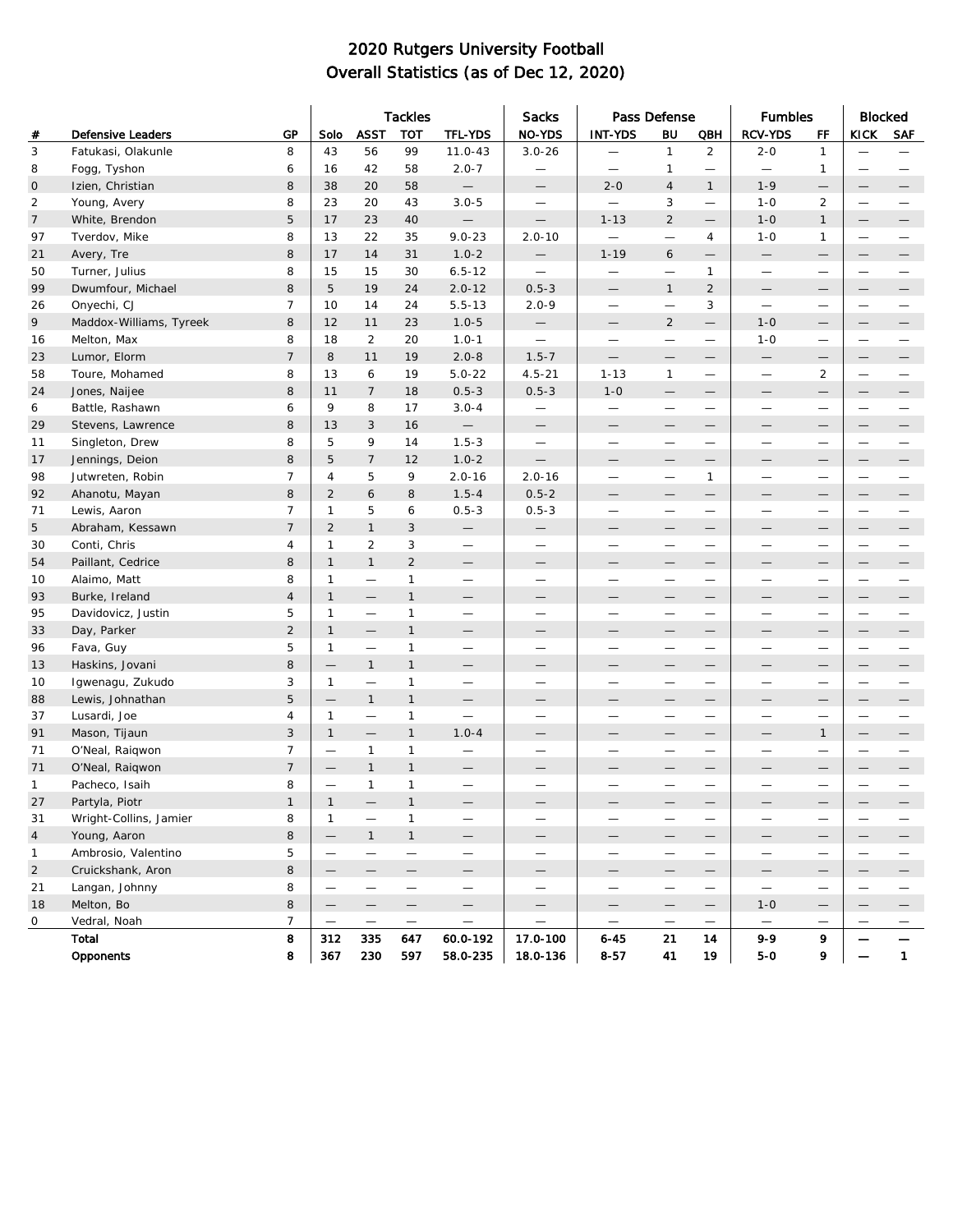# 2020 Rutgers University Football
## Overall Statistics (as of Dec 12, 2020)

| | | | Tackles | | | | Sacks | Pass Defense | | | Fumbles | | Blocked | |
|---|---|---|---|---|---|---|---|---|---|---|---|---|---|---|
| # | Defensive Leaders | GP | Solo | ASST | TOT | TFL-YDS | NO-YDS | INT-YDS | BU | QBH | RCV-YDS | FF | KICK | SAF |
| 3 | Fatukasi, Olakunle | 8 | 43 | 56 | 99 | 11.0-43 | 3.0-26 | — | 1 | 2 | 2-0 | 1 | — | — |
| 8 | Fogg, Tyshon | 6 | 16 | 42 | 58 | 2.0-7 | — | — | 1 | — | — | 1 | — | — |
| 0 | Izien, Christian | 8 | 38 | 20 | 58 | — | — | 2-0 | 4 | 1 | 1-9 | — | — | — |
| 2 | Young, Avery | 8 | 23 | 20 | 43 | 3.0-5 | — | — | 3 | — | 1-0 | 2 | — | — |
| 7 | White, Brendon | 5 | 17 | 23 | 40 | — | — | 1-13 | 2 | — | 1-0 | 1 | — | — |
| 97 | Tverdov, Mike | 8 | 13 | 22 | 35 | 9.0-23 | 2.0-10 | — | — | 4 | 1-0 | 1 | — | — |
| 21 | Avery, Tre | 8 | 17 | 14 | 31 | 1.0-2 | — | 1-19 | 6 | — | — | — | — | — |
| 50 | Turner, Julius | 8 | 15 | 15 | 30 | 6.5-12 | — | — | — | 1 | — | — | — | — |
| 99 | Dwumfour, Michael | 8 | 5 | 19 | 24 | 2.0-12 | 0.5-3 | — | 1 | 2 | — | — | — | — |
| 26 | Onyechi, CJ | 7 | 10 | 14 | 24 | 5.5-13 | 2.0-9 | — | — | 3 | — | — | — | — |
| 9 | Maddox-Williams, Tyreek | 8 | 12 | 11 | 23 | 1.0-5 | — | — | 2 | — | 1-0 | — | — | — |
| 16 | Melton, Max | 8 | 18 | 2 | 20 | 1.0-1 | — | — | — | — | 1-0 | — | — | — |
| 23 | Lumor, Elorm | 7 | 8 | 11 | 19 | 2.0-8 | 1.5-7 | — | — | — | — | — | — | — |
| 58 | Toure, Mohamed | 8 | 13 | 6 | 19 | 5.0-22 | 4.5-21 | 1-13 | 1 | — | — | 2 | — | — |
| 24 | Jones, Naijee | 8 | 11 | 7 | 18 | 0.5-3 | 0.5-3 | 1-0 | — | — | — | — | — | — |
| 6 | Battle, Rashawn | 6 | 9 | 8 | 17 | 3.0-4 | — | — | — | — | — | — | — | — |
| 29 | Stevens, Lawrence | 8 | 13 | 3 | 16 | — | — | — | — | — | — | — | — | — |
| 11 | Singleton, Drew | 8 | 5 | 9 | 14 | 1.5-3 | — | — | — | — | — | — | — | — |
| 17 | Jennings, Deion | 8 | 5 | 7 | 12 | 1.0-2 | — | — | — | — | — | — | — | — |
| 98 | Jutwreten, Robin | 7 | 4 | 5 | 9 | 2.0-16 | 2.0-16 | — | — | 1 | — | — | — | — |
| 92 | Ahanotu, Mayan | 8 | 2 | 6 | 8 | 1.5-4 | 0.5-2 | — | — | — | — | — | — | — |
| 71 | Lewis, Aaron | 7 | 1 | 5 | 6 | 0.5-3 | 0.5-3 | — | — | — | — | — | — | — |
| 5 | Abraham, Kessawn | 7 | 2 | 1 | 3 | — | — | — | — | — | — | — | — | — |
| 30 | Conti, Chris | 4 | 1 | 2 | 3 | — | — | — | — | — | — | — | — | — |
| 54 | Paillant, Cedrice | 8 | 1 | 1 | 2 | — | — | — | — | — | — | — | — | — |
| 10 | Alaimo, Matt | 8 | 1 | — | 1 | — | — | — | — | — | — | — | — | — |
| 93 | Burke, Ireland | 4 | 1 | — | 1 | — | — | — | — | — | — | — | — | — |
| 95 | Davidovicz, Justin | 5 | 1 | — | 1 | — | — | — | — | — | — | — | — | — |
| 33 | Day, Parker | 2 | 1 | — | 1 | — | — | — | — | — | — | — | — | — |
| 96 | Fava, Guy | 5 | 1 | — | 1 | — | — | — | — | — | — | — | — | — |
| 13 | Haskins, Jovani | 8 | — | 1 | 1 | — | — | — | — | — | — | — | — | — |
| 10 | Igwenagu, Zukudo | 3 | 1 | — | 1 | — | — | — | — | — | — | — | — | — |
| 88 | Lewis, Johnathan | 5 | — | 1 | 1 | — | — | — | — | — | — | — | — | — |
| 37 | Lusardi, Joe | 4 | 1 | — | 1 | — | — | — | — | — | — | — | — | — |
| 91 | Mason, Tijaun | 3 | 1 | — | 1 | 1.0-4 | — | — | — | — | — | 1 | — | — |
| 71 | O'Neal, Raiqwon | 7 | — | 1 | 1 | — | — | — | — | — | — | — | — | — |
| 71 | O'Neal, Raiqwon | 7 | — | 1 | 1 | — | — | — | — | — | — | — | — | — |
| 1 | Pacheco, Isaih | 8 | — | 1 | 1 | — | — | — | — | — | — | — | — | — |
| 27 | Partyla, Piotr | 1 | 1 | — | 1 | — | — | — | — | — | — | — | — | — |
| 31 | Wright-Collins, Jamier | 8 | 1 | — | 1 | — | — | — | — | — | — | — | — | — |
| 4 | Young, Aaron | 8 | — | 1 | 1 | — | — | — | — | — | — | — | — | — |
| 1 | Ambrosio, Valentino | 5 | — | — | — | — | — | — | — | — | — | — | — | — |
| 2 | Cruickshank, Aron | 8 | — | — | — | — | — | — | — | — | — | — | — | — |
| 21 | Langan, Johnny | 8 | — | — | — | — | — | — | — | — | — | — | — | — |
| 18 | Melton, Bo | 8 | — | — | — | — | — | — | — | — | 1-0 | — | — | — |
| 0 | Vedral, Noah | 7 | — | — | — | — | — | — | — | — | — | — | — | — |
| | **Total** | **8** | **312** | **335** | **647** | **60.0-192** | **17.0-100** | **6-45** | **21** | **14** | **9-9** | **9** | **—** | **—** |
| | **Opponents** | **8** | **367** | **230** | **597** | **58.0-235** | **18.0-136** | **8-57** | **41** | **19** | **5-0** | **9** | **—** | **1** |